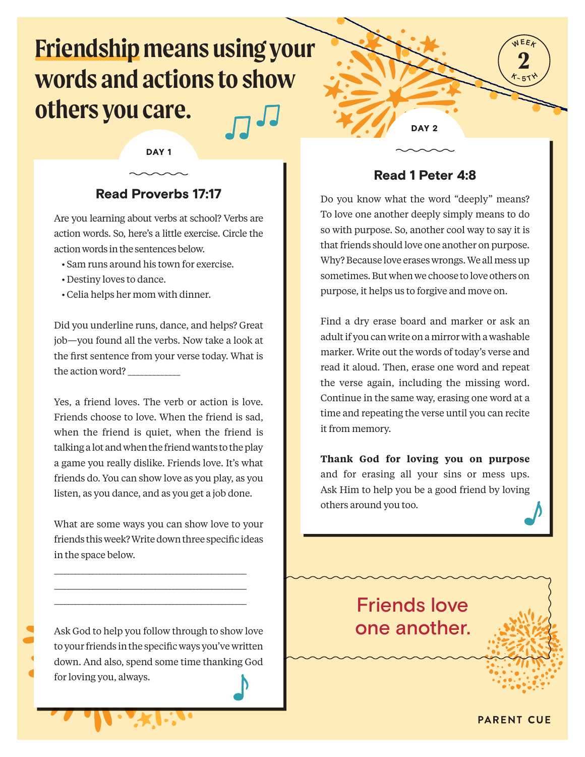# Friendship means using your words and actions to show others you care.

WEEK 2 K-5TH

## DAY 1

### Read Proverbs 17:17

Are you learning about verbs at school? Verbs are action words. So, here's a little exercise. Circle the action words in the sentences below.

- Sam runs around his town for exercise.
- Destiny loves to dance.
- Celia helps her mom with dinner.

Did you underline runs, dance, and helps? Great job—you found all the verbs. Now take a look at the first sentence from your verse today. What is the action word? ___________

Yes, a friend loves. The verb or action is love. Friends choose to love. When the friend is sad, when the friend is quiet, when the friend is talking a lot and when the friend wants to the play a game you really dislike. Friends love. It's what friends do. You can show love as you play, as you listen, as you dance, and as you get a job done.

What are some ways you can show love to your friends this week? Write down three specific ideas in the space below.

_______________________________________

_______________________________________

_______________________________________

Ask God to help you follow through to show love to your friends in the specific ways you've written down. And also, spend some time thanking God for loving you, always.

## DAY 2

### Read 1 Peter 4:8

Do you know what the word "deeply" means? To love one another deeply simply means to do so with purpose. So, another cool way to say it is that friends should love one another on purpose. Why? Because love erases wrongs. We all mess up sometimes. But when we choose to love others on purpose, it helps us to forgive and move on.

Find a dry erase board and marker or ask an adult if you can write on a mirror with a washable marker. Write out the words of today's verse and read it aloud. Then, erase one word and repeat the verse again, including the missing word. Continue in the same way, erasing one word at a time and repeating the verse until you can recite it from memory.

**Thank God for loving you on purpose** and for erasing all your sins or mess ups. Ask Him to help you be a good friend by loving others around you too.

Friends love one another.

PARENT CUE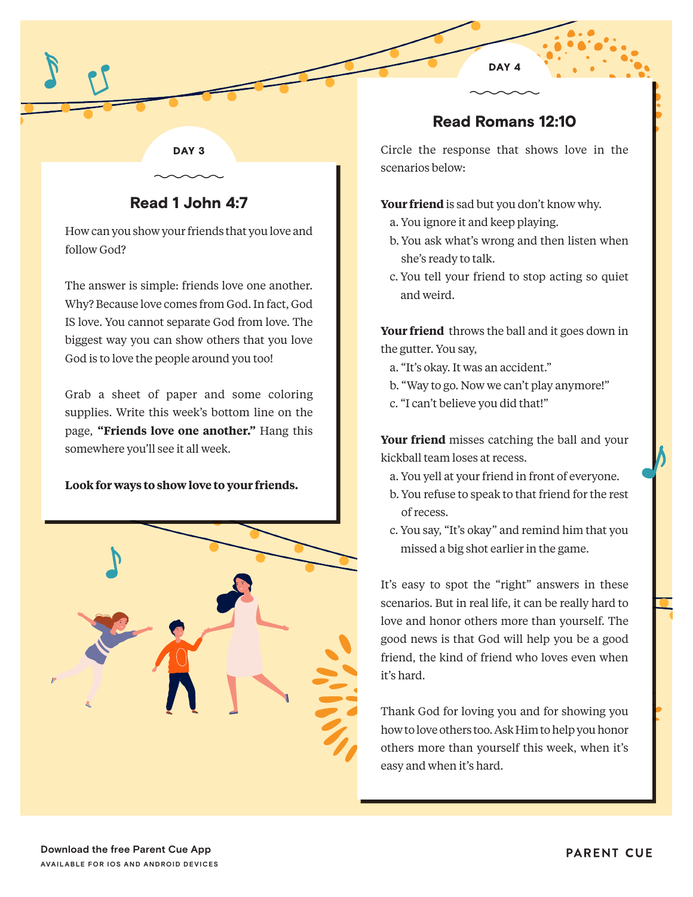## DAY 3

### Read 1 John 4:7

How can you show your friends that you love and follow God?

The answer is simple: friends love one another. Why? Because love comes from God. In fact, God IS love. You cannot separate God from love. The biggest way you can show others that you love God is to love the people around you too!

Grab a sheet of paper and some coloring supplies. Write this week's bottom line on the page, **"Friends love one another."** Hang this somewhere you'll see it all week.

**Look for ways to show love to your friends.**

## DAY 4

### Read Romans 12:10

Circle the response that shows love in the scenarios below:

**Your friend** is sad but you don't know why.

a. You ignore it and keep playing.
b. You ask what's wrong and then listen when she's ready to talk.
c. You tell your friend to stop acting so quiet and weird.

**Your friend** throws the ball and it goes down in the gutter. You say,

a. "It's okay. It was an accident."
b. "Way to go. Now we can't play anymore!"
c. "I can't believe you did that!"

**Your friend** misses catching the ball and your kickball team loses at recess.

a. You yell at your friend in front of everyone.
b. You refuse to speak to that friend for the rest of recess.
c. You say, "It's okay" and remind him that you missed a big shot earlier in the game.

It's easy to spot the "right" answers in these scenarios. But in real life, it can be really hard to love and honor others more than yourself. The good news is that God will help you be a good friend, the kind of friend who loves even when it's hard.

Thank God for loving you and for showing you how to love others too. Ask Him to help you honor others more than yourself this week, when it's easy and when it's hard.

Download the free Parent Cue App
AVAILABLE FOR IOS AND ANDROID DEVICES

PARENT CUE